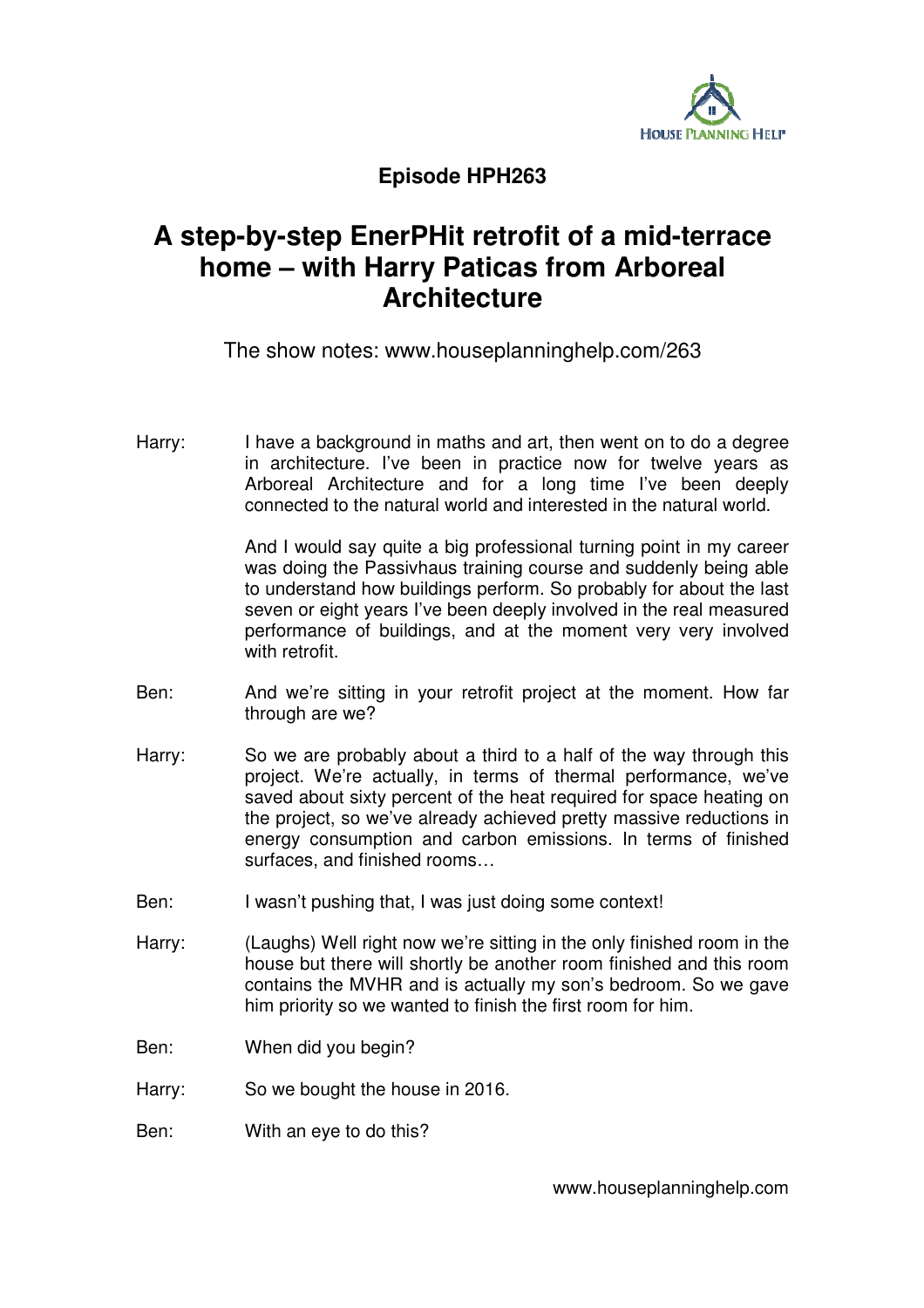**Episode HPH263**

# A step-by-step EnerPHit retrofit of a mid-terrace home – with Harry Paticas from Arboreal Architecture

The show notes: www.houseplanninghelp.com/263

Harry: I have a background in maths and art, then went on to do a degree in architecture. I've been in practice now for twelve years as Arboreal Architecture and for a long time I've been deeply connected to the natural world and interested in the natural world.

And I would say quite a big professional turning point in my career was doing the Passivhaus training course and suddenly being able to understand how buildings perform. So probably for about the last seven or eight years I've been deeply involved in the real measured performance of buildings, and at the moment very very involved with retrofit.

Ben: And we're sitting in your retrofit project at the moment. How far through are we?

Harry: So we are probably about a third to a half of the way through this project. We're actually, in terms of thermal performance, we've saved about sixty percent of the heat required for space heating on the project, so we've already achieved pretty massive reductions in energy consumption and carbon emissions. In terms of finished surfaces, and finished rooms…

Ben: I wasn't pushing that, I was just doing some context!

Harry: (Laughs) Well right now we're sitting in the only finished room in the house but there will shortly be another room finished and this room contains the MVHR and is actually my son's bedroom. So we gave him priority so we wanted to finish the first room for him.

Ben: When did you begin?

Harry: So we bought the house in 2016.

Ben: With an eye to do this?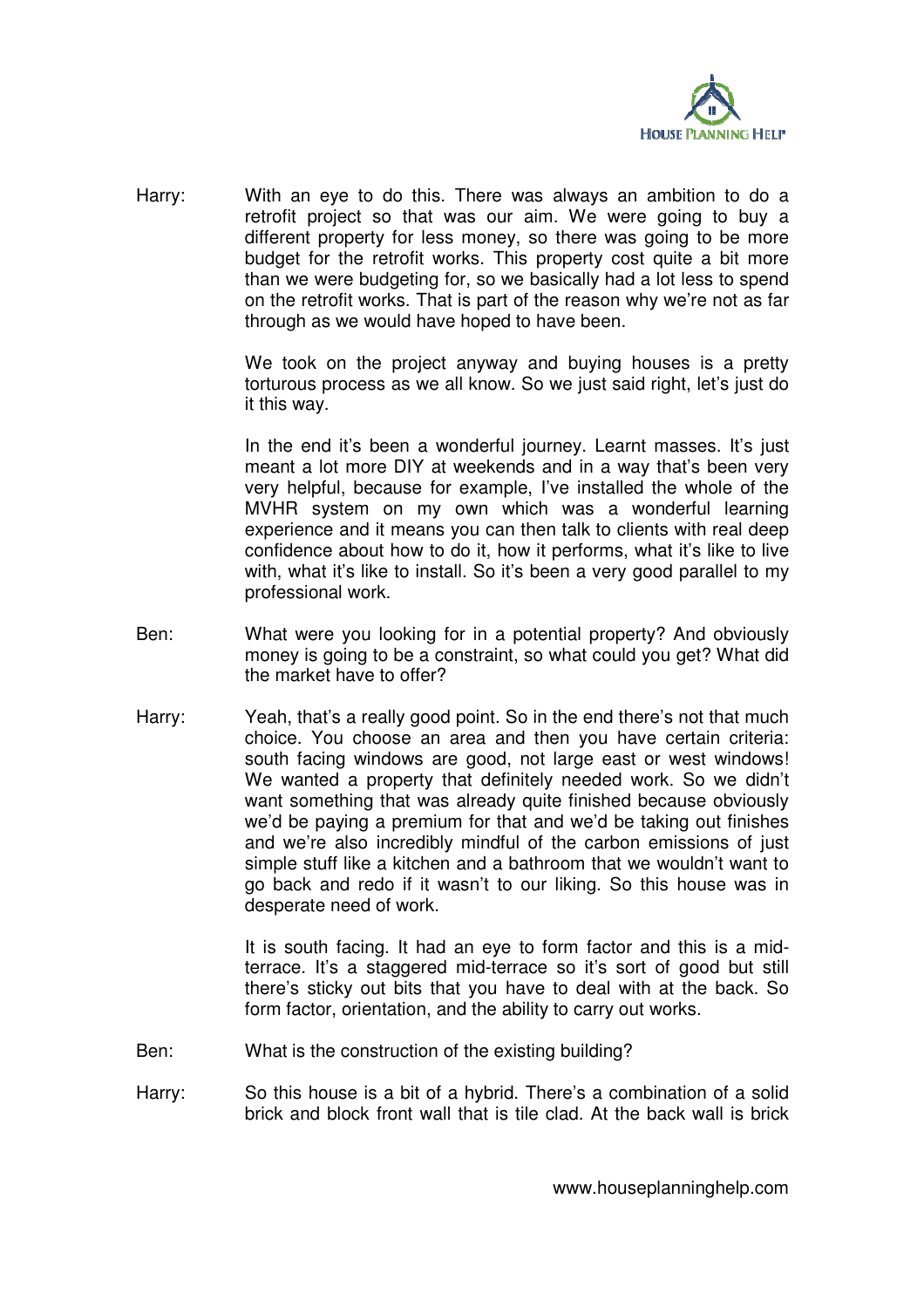Harry: With an eye to do this. There was always an ambition to do a retrofit project so that was our aim. We were going to buy a different property for less money, so there was going to be more budget for the retrofit works. This property cost quite a bit more than we were budgeting for, so we basically had a lot less to spend on the retrofit works. That is part of the reason why we're not as far through as we would have hoped to have been.

We took on the project anyway and buying houses is a pretty torturous process as we all know. So we just said right, let's just do it this way.

In the end it's been a wonderful journey. Learnt masses. It's just meant a lot more DIY at weekends and in a way that's been very very helpful, because for example, I've installed the whole of the MVHR system on my own which was a wonderful learning experience and it means you can then talk to clients with real deep confidence about how to do it, how it performs, what it's like to live with, what it's like to install. So it's been a very good parallel to my professional work.

Ben: What were you looking for in a potential property? And obviously money is going to be a constraint, so what could you get? What did the market have to offer?

Harry: Yeah, that's a really good point. So in the end there's not that much choice. You choose an area and then you have certain criteria: south facing windows are good, not large east or west windows! We wanted a property that definitely needed work. So we didn't want something that was already quite finished because obviously we'd be paying a premium for that and we'd be taking out finishes and we're also incredibly mindful of the carbon emissions of just simple stuff like a kitchen and a bathroom that we wouldn't want to go back and redo if it wasn't to our liking. So this house was in desperate need of work.

It is south facing. It had an eye to form factor and this is a mid-terrace. It's a staggered mid-terrace so it's sort of good but still there's sticky out bits that you have to deal with at the back. So form factor, orientation, and the ability to carry out works.

Ben: What is the construction of the existing building?

Harry: So this house is a bit of a hybrid. There's a combination of a solid brick and block front wall that is tile clad. At the back wall is brick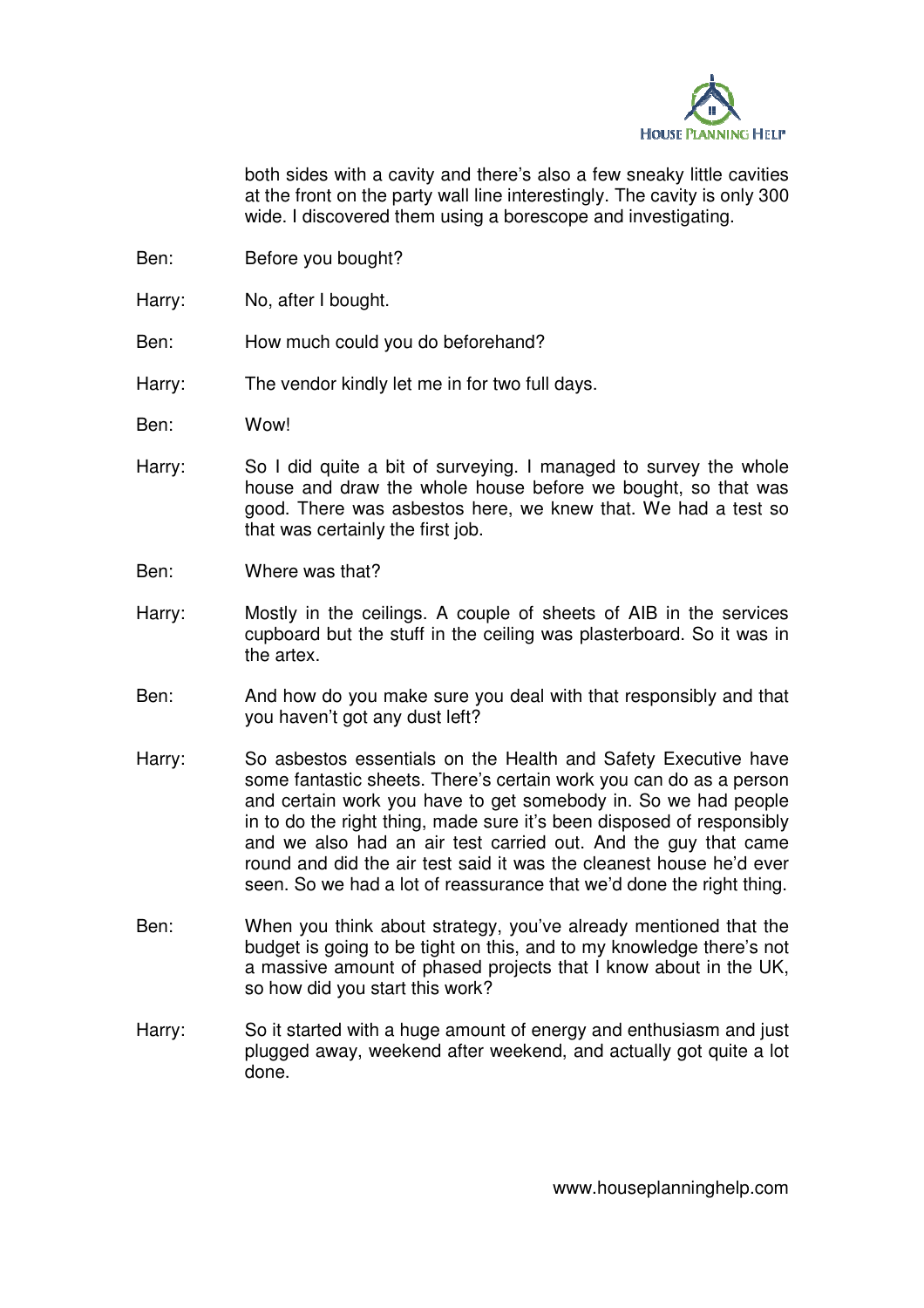both sides with a cavity and there's also a few sneaky little cavities at the front on the party wall line interestingly. The cavity is only 300 wide. I discovered them using a borescope and investigating.

Ben: Before you bought?

Harry: No, after I bought.

Ben: How much could you do beforehand?

Harry: The vendor kindly let me in for two full days.

Ben: Wow!

Harry: So I did quite a bit of surveying. I managed to survey the whole house and draw the whole house before we bought, so that was good. There was asbestos here, we knew that. We had a test so that was certainly the first job.

Ben: Where was that?

Harry: Mostly in the ceilings. A couple of sheets of AIB in the services cupboard but the stuff in the ceiling was plasterboard. So it was in the artex.

Ben: And how do you make sure you deal with that responsibly and that you haven't got any dust left?

Harry: So asbestos essentials on the Health and Safety Executive have some fantastic sheets. There's certain work you can do as a person and certain work you have to get somebody in. So we had people in to do the right thing, made sure it's been disposed of responsibly and we also had an air test carried out. And the guy that came round and did the air test said it was the cleanest house he'd ever seen. So we had a lot of reassurance that we'd done the right thing.

Ben: When you think about strategy, you've already mentioned that the budget is going to be tight on this, and to my knowledge there's not a massive amount of phased projects that I know about in the UK, so how did you start this work?

Harry: So it started with a huge amount of energy and enthusiasm and just plugged away, weekend after weekend, and actually got quite a lot done.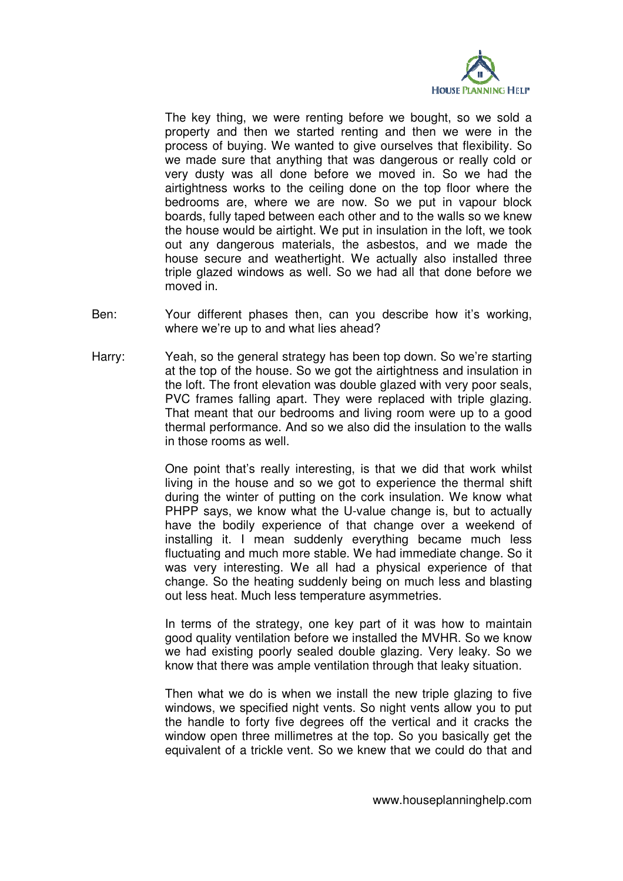The key thing, we were renting before we bought, so we sold a property and then we started renting and then we were in the process of buying. We wanted to give ourselves that flexibility. So we made sure that anything that was dangerous or really cold or very dusty was all done before we moved in. So we had the airtightness works to the ceiling done on the top floor where the bedrooms are, where we are now. So we put in vapour block boards, fully taped between each other and to the walls so we knew the house would be airtight. We put in insulation in the loft, we took out any dangerous materials, the asbestos, and we made the house secure and weathertight. We actually also installed three triple glazed windows as well. So we had all that done before we moved in.

Ben: Your different phases then, can you describe how it's working, where we're up to and what lies ahead?

Harry: Yeah, so the general strategy has been top down. So we're starting at the top of the house. So we got the airtightness and insulation in the loft. The front elevation was double glazed with very poor seals, PVC frames falling apart. They were replaced with triple glazing. That meant that our bedrooms and living room were up to a good thermal performance. And so we also did the insulation to the walls in those rooms as well.

One point that's really interesting, is that we did that work whilst living in the house and so we got to experience the thermal shift during the winter of putting on the cork insulation. We know what PHPP says, we know what the U-value change is, but to actually have the bodily experience of that change over a weekend of installing it. I mean suddenly everything became much less fluctuating and much more stable. We had immediate change. So it was very interesting. We all had a physical experience of that change. So the heating suddenly being on much less and blasting out less heat. Much less temperature asymmetries.

In terms of the strategy, one key part of it was how to maintain good quality ventilation before we installed the MVHR. So we know we had existing poorly sealed double glazing. Very leaky. So we know that there was ample ventilation through that leaky situation.

Then what we do is when we install the new triple glazing to five windows, we specified night vents. So night vents allow you to put the handle to forty five degrees off the vertical and it cracks the window open three millimetres at the top. So you basically get the equivalent of a trickle vent. So we knew that we could do that and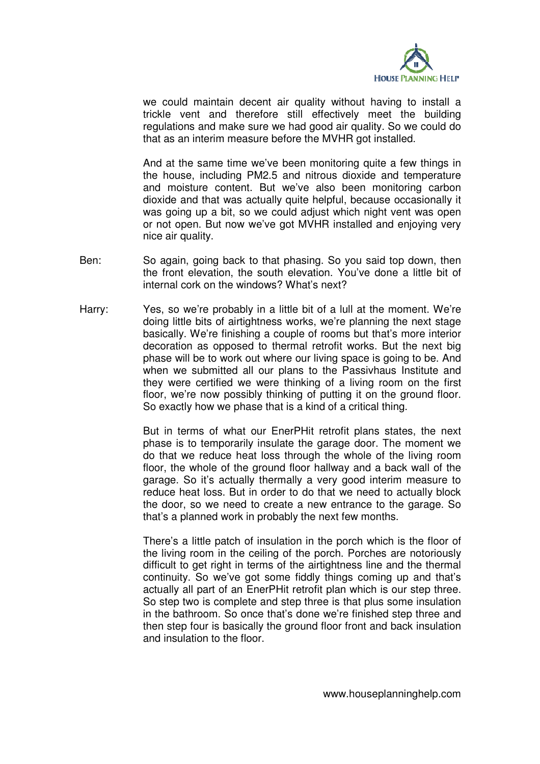we could maintain decent air quality without having to install a trickle vent and therefore still effectively meet the building regulations and make sure we had good air quality. So we could do that as an interim measure before the MVHR got installed.

And at the same time we've been monitoring quite a few things in the house, including PM2.5 and nitrous dioxide and temperature and moisture content. But we've also been monitoring carbon dioxide and that was actually quite helpful, because occasionally it was going up a bit, so we could adjust which night vent was open or not open. But now we've got MVHR installed and enjoying very nice air quality.

Ben: So again, going back to that phasing. So you said top down, then the front elevation, the south elevation. You've done a little bit of internal cork on the windows? What's next?

Harry: Yes, so we're probably in a little bit of a lull at the moment. We're doing little bits of airtightness works, we're planning the next stage basically. We're finishing a couple of rooms but that's more interior decoration as opposed to thermal retrofit works. But the next big phase will be to work out where our living space is going to be. And when we submitted all our plans to the Passivhaus Institute and they were certified we were thinking of a living room on the first floor, we're now possibly thinking of putting it on the ground floor. So exactly how we phase that is a kind of a critical thing.

But in terms of what our EnerPHit retrofit plans states, the next phase is to temporarily insulate the garage door. The moment we do that we reduce heat loss through the whole of the living room floor, the whole of the ground floor hallway and a back wall of the garage. So it's actually thermally a very good interim measure to reduce heat loss. But in order to do that we need to actually block the door, so we need to create a new entrance to the garage. So that's a planned work in probably the next few months.

There's a little patch of insulation in the porch which is the floor of the living room in the ceiling of the porch. Porches are notoriously difficult to get right in terms of the airtightness line and the thermal continuity. So we've got some fiddly things coming up and that's actually all part of an EnerPHit retrofit plan which is our step three. So step two is complete and step three is that plus some insulation in the bathroom. So once that's done we're finished step three and then step four is basically the ground floor front and back insulation and insulation to the floor.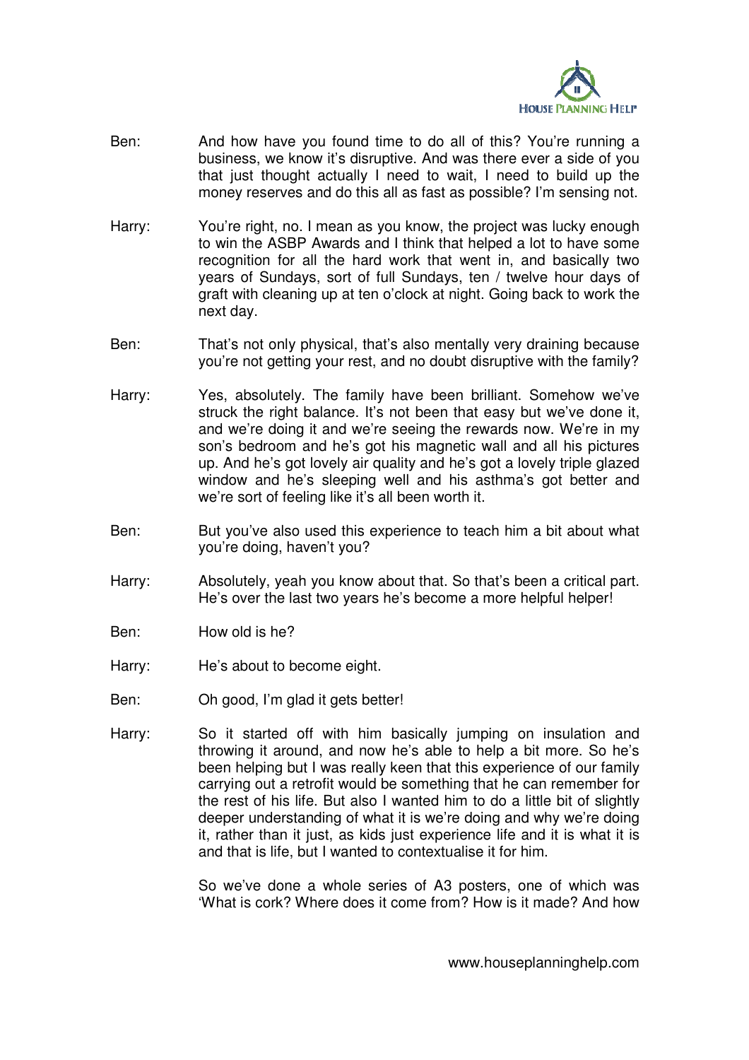Ben: And how have you found time to do all of this? You're running a business, we know it's disruptive. And was there ever a side of you that just thought actually I need to wait, I need to build up the money reserves and do this all as fast as possible? I'm sensing not.

Harry: You're right, no. I mean as you know, the project was lucky enough to win the ASBP Awards and I think that helped a lot to have some recognition for all the hard work that went in, and basically two years of Sundays, sort of full Sundays, ten / twelve hour days of graft with cleaning up at ten o'clock at night. Going back to work the next day.

Ben: That's not only physical, that's also mentally very draining because you're not getting your rest, and no doubt disruptive with the family?

Harry: Yes, absolutely. The family have been brilliant. Somehow we've struck the right balance. It's not been that easy but we've done it, and we're doing it and we're seeing the rewards now. We're in my son's bedroom and he's got his magnetic wall and all his pictures up. And he's got lovely air quality and he's got a lovely triple glazed window and he's sleeping well and his asthma's got better and we're sort of feeling like it's all been worth it.

Ben: But you've also used this experience to teach him a bit about what you're doing, haven't you?

Harry: Absolutely, yeah you know about that. So that's been a critical part. He's over the last two years he's become a more helpful helper!

Ben: How old is he?

Harry: He's about to become eight.

Ben: Oh good, I'm glad it gets better!

Harry: So it started off with him basically jumping on insulation and throwing it around, and now he's able to help a bit more. So he's been helping but I was really keen that this experience of our family carrying out a retrofit would be something that he can remember for the rest of his life. But also I wanted him to do a little bit of slightly deeper understanding of what it is we're doing and why we're doing it, rather than it just, as kids just experience life and it is what it is and that is life, but I wanted to contextualise it for him.

So we've done a whole series of A3 posters, one of which was 'What is cork? Where does it come from? How is it made? And how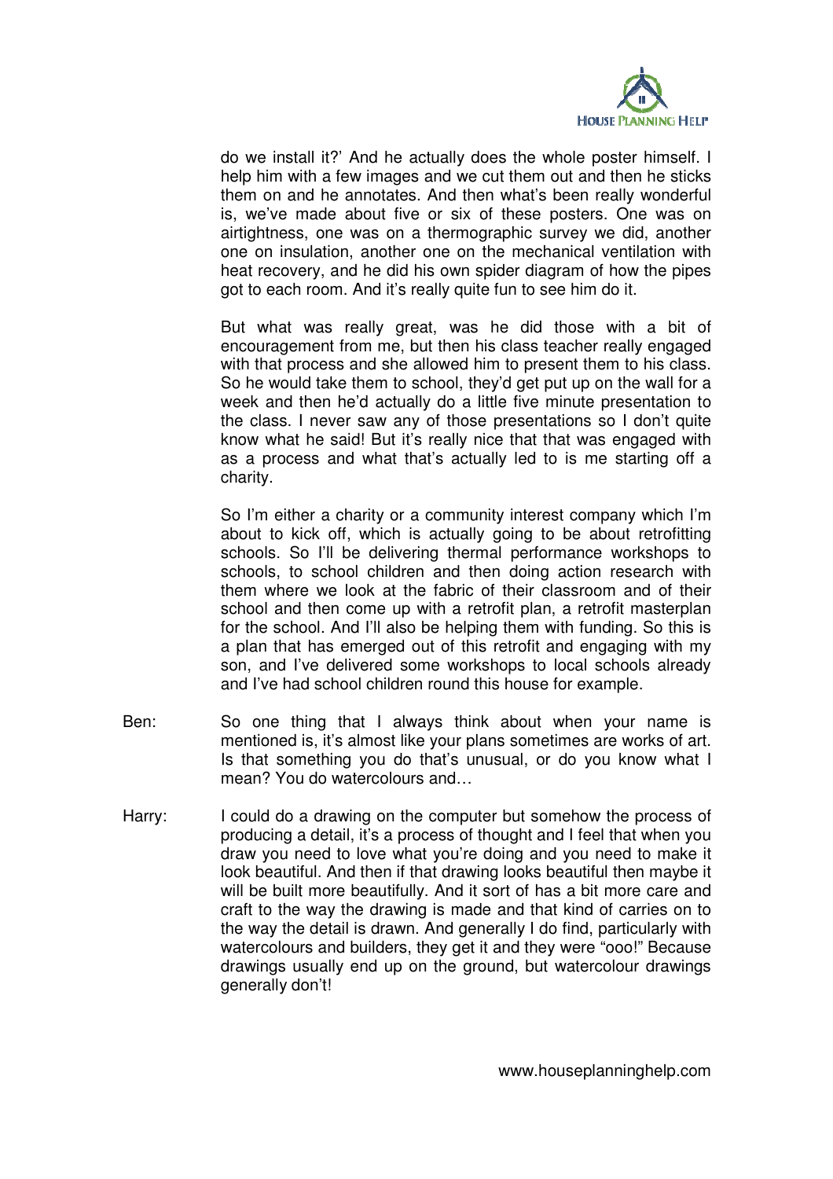do we install it?' And he actually does the whole poster himself. I help him with a few images and we cut them out and then he sticks them on and he annotates. And then what's been really wonderful is, we've made about five or six of these posters. One was on airtightness, one was on a thermographic survey we did, another one on insulation, another one on the mechanical ventilation with heat recovery, and he did his own spider diagram of how the pipes got to each room. And it's really quite fun to see him do it.

But what was really great, was he did those with a bit of encouragement from me, but then his class teacher really engaged with that process and she allowed him to present them to his class. So he would take them to school, they'd get put up on the wall for a week and then he'd actually do a little five minute presentation to the class. I never saw any of those presentations so I don't quite know what he said! But it's really nice that that was engaged with as a process and what that's actually led to is me starting off a charity.

So I'm either a charity or a community interest company which I'm about to kick off, which is actually going to be about retrofitting schools. So I'll be delivering thermal performance workshops to schools, to school children and then doing action research with them where we look at the fabric of their classroom and of their school and then come up with a retrofit plan, a retrofit masterplan for the school. And I'll also be helping them with funding. So this is a plan that has emerged out of this retrofit and engaging with my son, and I've delivered some workshops to local schools already and I've had school children round this house for example.

Ben: So one thing that I always think about when your name is mentioned is, it's almost like your plans sometimes are works of art. Is that something you do that's unusual, or do you know what I mean? You do watercolours and…

Harry: I could do a drawing on the computer but somehow the process of producing a detail, it's a process of thought and I feel that when you draw you need to love what you're doing and you need to make it look beautiful. And then if that drawing looks beautiful then maybe it will be built more beautifully. And it sort of has a bit more care and craft to the way the drawing is made and that kind of carries on to the way the detail is drawn. And generally I do find, particularly with watercolours and builders, they get it and they were "ooo!" Because drawings usually end up on the ground, but watercolour drawings generally don't!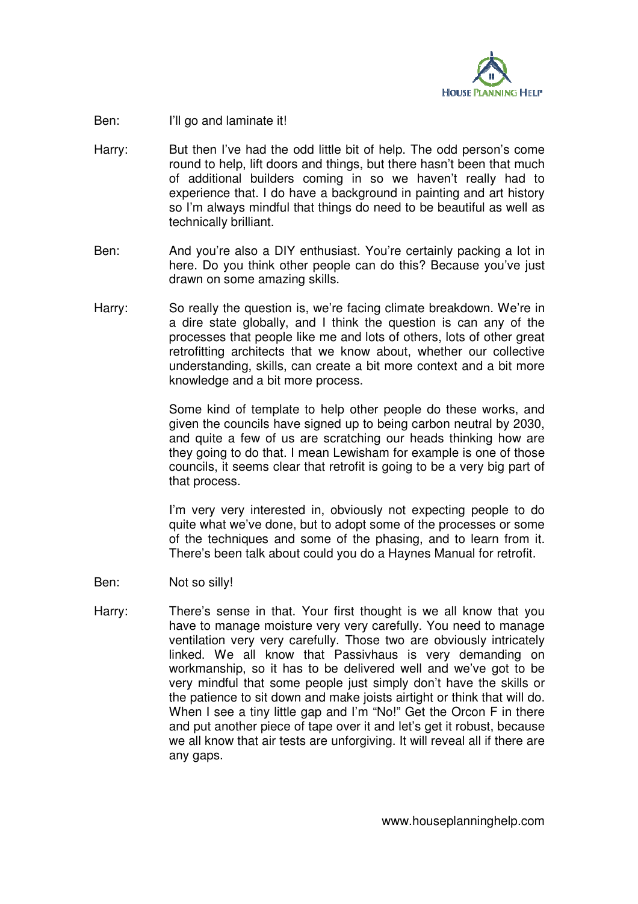Ben: I'll go and laminate it!

Harry: But then I've had the odd little bit of help. The odd person's come round to help, lift doors and things, but there hasn't been that much of additional builders coming in so we haven't really had to experience that. I do have a background in painting and art history so I'm always mindful that things do need to be beautiful as well as technically brilliant.

Ben: And you're also a DIY enthusiast. You're certainly packing a lot in here. Do you think other people can do this? Because you've just drawn on some amazing skills.

Harry: So really the question is, we're facing climate breakdown. We're in a dire state globally, and I think the question is can any of the processes that people like me and lots of others, lots of other great retrofitting architects that we know about, whether our collective understanding, skills, can create a bit more context and a bit more knowledge and a bit more process.

Some kind of template to help other people do these works, and given the councils have signed up to being carbon neutral by 2030, and quite a few of us are scratching our heads thinking how are they going to do that. I mean Lewisham for example is one of those councils, it seems clear that retrofit is going to be a very big part of that process.

I'm very very interested in, obviously not expecting people to do quite what we've done, but to adopt some of the processes or some of the techniques and some of the phasing, and to learn from it. There's been talk about could you do a Haynes Manual for retrofit.

Ben: Not so silly!

Harry: There's sense in that. Your first thought is we all know that you have to manage moisture very very carefully. You need to manage ventilation very very carefully. Those two are obviously intricately linked. We all know that Passivhaus is very demanding on workmanship, so it has to be delivered well and we've got to be very mindful that some people just simply don't have the skills or the patience to sit down and make joists airtight or think that will do. When I see a tiny little gap and I'm "No!" Get the Orcon F in there and put another piece of tape over it and let's get it robust, because we all know that air tests are unforgiving. It will reveal all if there are any gaps.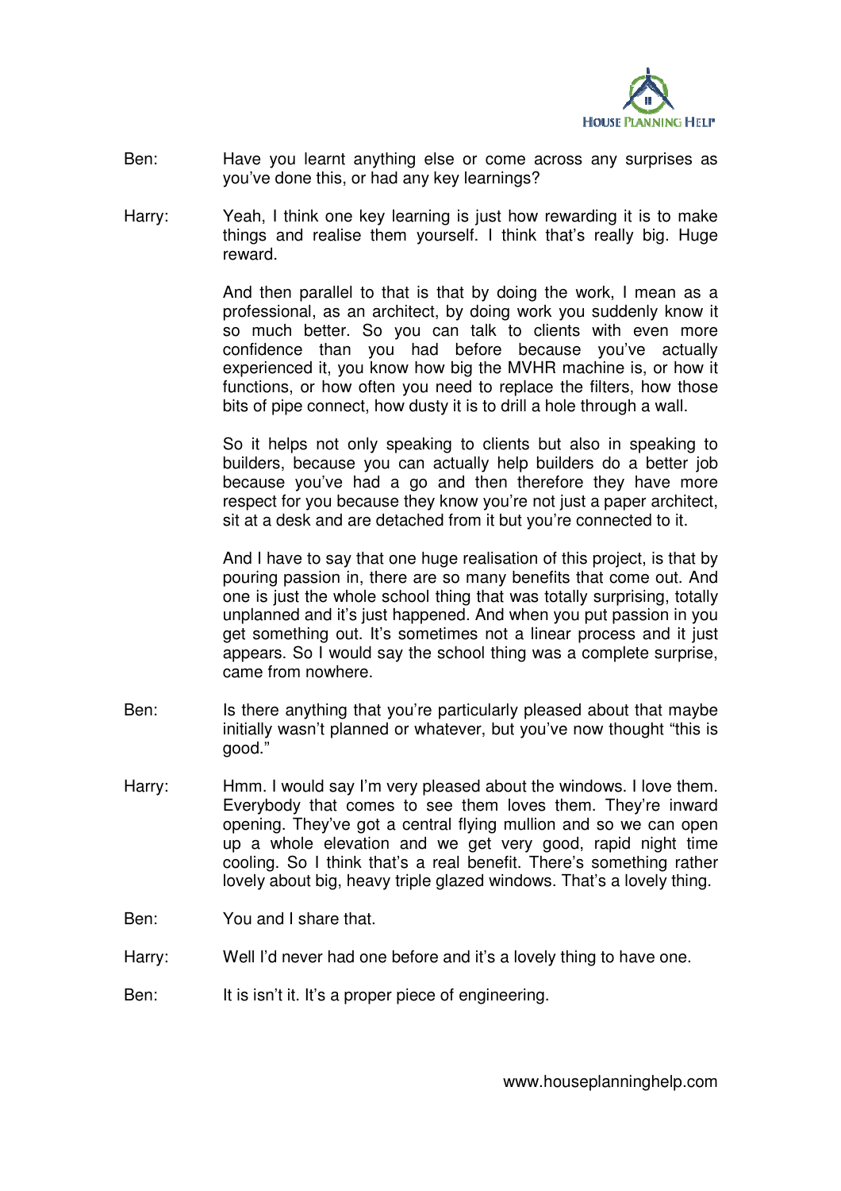Ben: Have you learnt anything else or come across any surprises as you've done this, or had any key learnings?

Harry: Yeah, I think one key learning is just how rewarding it is to make things and realise them yourself. I think that's really big. Huge reward.

And then parallel to that is that by doing the work, I mean as a professional, as an architect, by doing work you suddenly know it so much better. So you can talk to clients with even more confidence than you had before because you've actually experienced it, you know how big the MVHR machine is, or how it functions, or how often you need to replace the filters, how those bits of pipe connect, how dusty it is to drill a hole through a wall.

So it helps not only speaking to clients but also in speaking to builders, because you can actually help builders do a better job because you've had a go and then therefore they have more respect for you because they know you're not just a paper architect, sit at a desk and are detached from it but you're connected to it.

And I have to say that one huge realisation of this project, is that by pouring passion in, there are so many benefits that come out. And one is just the whole school thing that was totally surprising, totally unplanned and it's just happened. And when you put passion in you get something out. It's sometimes not a linear process and it just appears. So I would say the school thing was a complete surprise, came from nowhere.

Ben: Is there anything that you're particularly pleased about that maybe initially wasn't planned or whatever, but you've now thought "this is good."

Harry: Hmm. I would say I'm very pleased about the windows. I love them. Everybody that comes to see them loves them. They're inward opening. They've got a central flying mullion and so we can open up a whole elevation and we get very good, rapid night time cooling. So I think that's a real benefit. There's something rather lovely about big, heavy triple glazed windows. That's a lovely thing.

Ben: You and I share that.

Harry: Well I'd never had one before and it's a lovely thing to have one.

Ben: It is isn't it. It's a proper piece of engineering.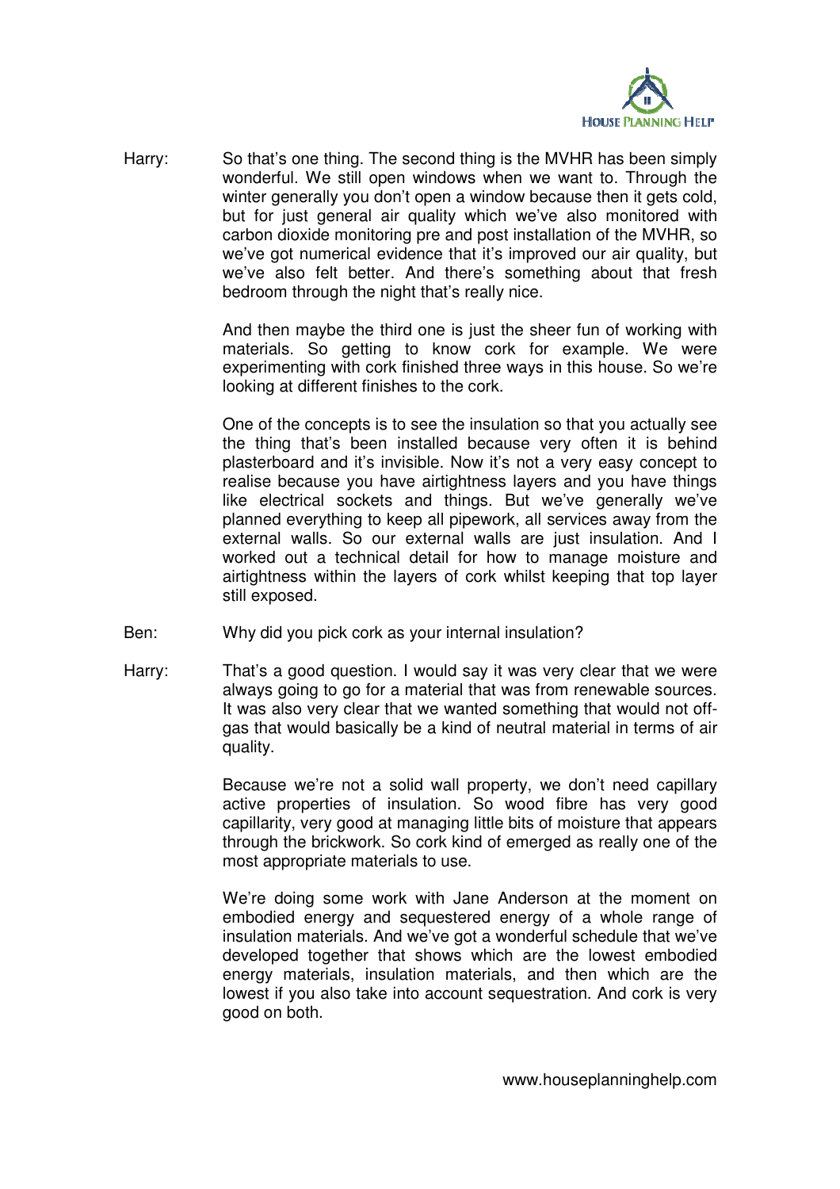Harry: So that's one thing. The second thing is the MVHR has been simply wonderful. We still open windows when we want to. Through the winter generally you don't open a window because then it gets cold, but for just general air quality which we've also monitored with carbon dioxide monitoring pre and post installation of the MVHR, so we've got numerical evidence that it's improved our air quality, but we've also felt better. And there's something about that fresh bedroom through the night that's really nice.

And then maybe the third one is just the sheer fun of working with materials. So getting to know cork for example. We were experimenting with cork finished three ways in this house. So we're looking at different finishes to the cork.

One of the concepts is to see the insulation so that you actually see the thing that's been installed because very often it is behind plasterboard and it's invisible. Now it's not a very easy concept to realise because you have airtightness layers and you have things like electrical sockets and things. But we've generally we've planned everything to keep all pipework, all services away from the external walls. So our external walls are just insulation. And I worked out a technical detail for how to manage moisture and airtightness within the layers of cork whilst keeping that top layer still exposed.

Ben: Why did you pick cork as your internal insulation?

Harry: That's a good question. I would say it was very clear that we were always going to go for a material that was from renewable sources. It was also very clear that we wanted something that would not off-gas that would basically be a kind of neutral material in terms of air quality.

Because we're not a solid wall property, we don't need capillary active properties of insulation. So wood fibre has very good capillarity, very good at managing little bits of moisture that appears through the brickwork. So cork kind of emerged as really one of the most appropriate materials to use.

We're doing some work with Jane Anderson at the moment on embodied energy and sequestered energy of a whole range of insulation materials. And we've got a wonderful schedule that we've developed together that shows which are the lowest embodied energy materials, insulation materials, and then which are the lowest if you also take into account sequestration. And cork is very good on both.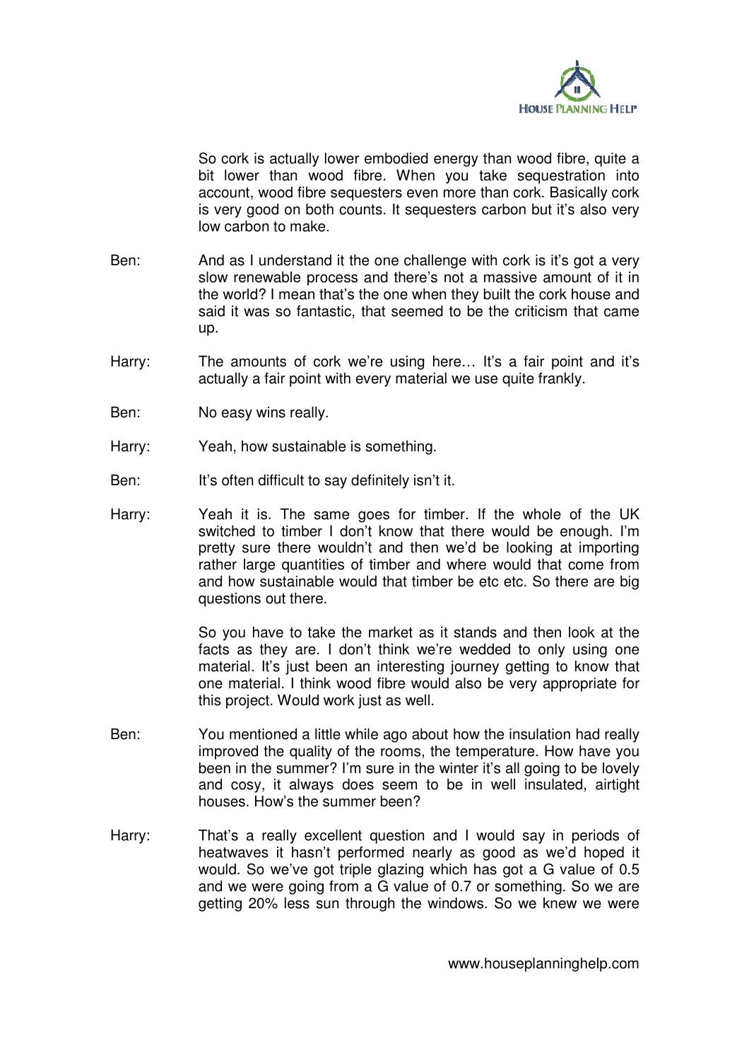So cork is actually lower embodied energy than wood fibre, quite a bit lower than wood fibre. When you take sequestration into account, wood fibre sequesters even more than cork. Basically cork is very good on both counts. It sequesters carbon but it's also very low carbon to make.

Ben: And as I understand it the one challenge with cork is it's got a very slow renewable process and there's not a massive amount of it in the world? I mean that's the one when they built the cork house and said it was so fantastic, that seemed to be the criticism that came up.

Harry: The amounts of cork we're using here… It's a fair point and it's actually a fair point with every material we use quite frankly.

Ben: No easy wins really.

Harry: Yeah, how sustainable is something.

Ben: It's often difficult to say definitely isn't it.

Harry: Yeah it is. The same goes for timber. If the whole of the UK switched to timber I don't know that there would be enough. I'm pretty sure there wouldn't and then we'd be looking at importing rather large quantities of timber and where would that come from and how sustainable would that timber be etc etc. So there are big questions out there.

So you have to take the market as it stands and then look at the facts as they are. I don't think we're wedded to only using one material. It's just been an interesting journey getting to know that one material. I think wood fibre would also be very appropriate for this project. Would work just as well.

Ben: You mentioned a little while ago about how the insulation had really improved the quality of the rooms, the temperature. How have you been in the summer? I'm sure in the winter it's all going to be lovely and cosy, it always does seem to be in well insulated, airtight houses. How's the summer been?

Harry: That's a really excellent question and I would say in periods of heatwaves it hasn't performed nearly as good as we'd hoped it would. So we've got triple glazing which has got a G value of 0.5 and we were going from a G value of 0.7 or something. So we are getting 20% less sun through the windows. So we knew we were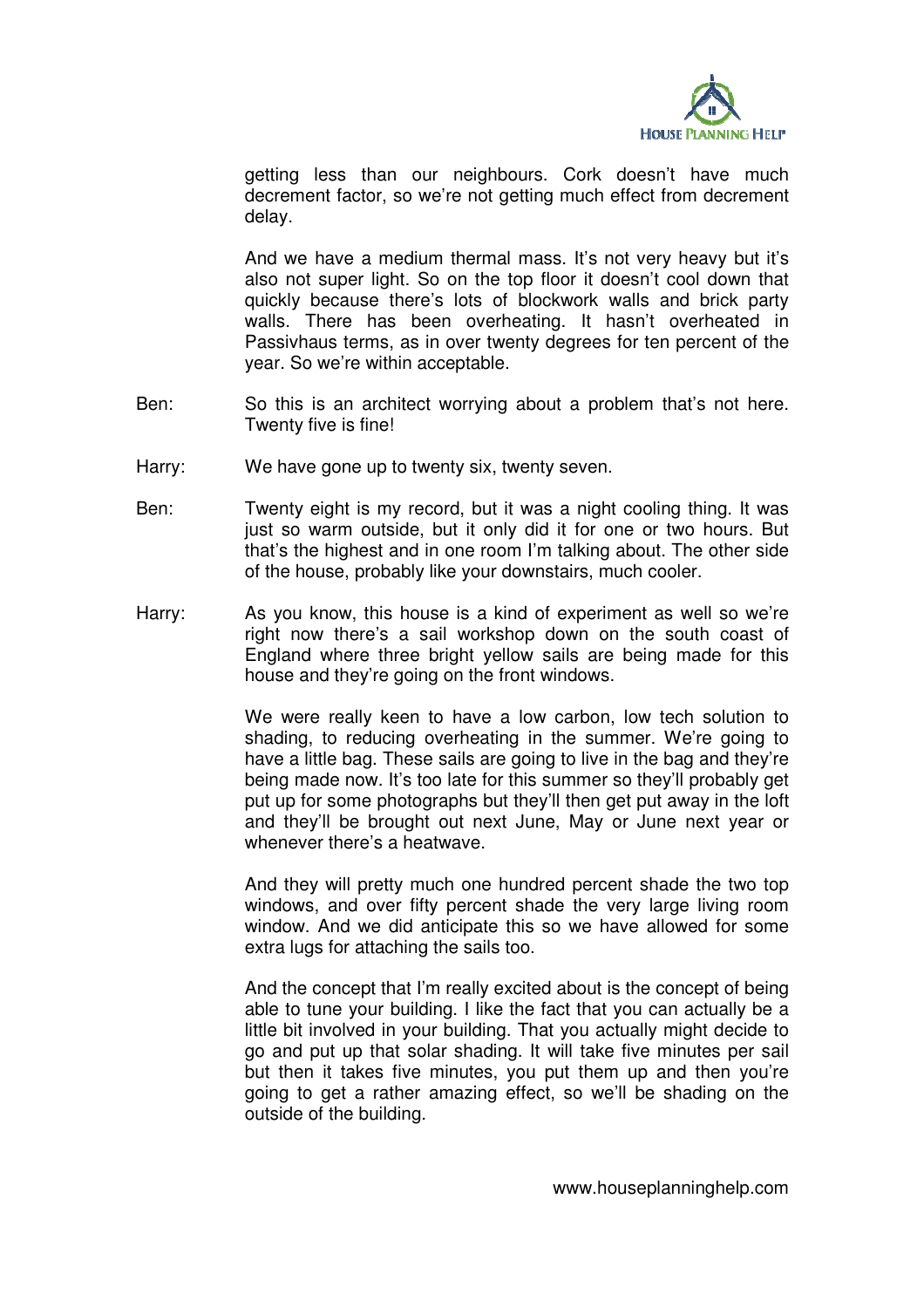getting less than our neighbours. Cork doesn't have much decrement factor, so we're not getting much effect from decrement delay.

And we have a medium thermal mass. It's not very heavy but it's also not super light. So on the top floor it doesn't cool down that quickly because there's lots of blockwork walls and brick party walls. There has been overheating. It hasn't overheated in Passivhaus terms, as in over twenty degrees for ten percent of the year. So we're within acceptable.

Ben: So this is an architect worrying about a problem that's not here. Twenty five is fine!

Harry: We have gone up to twenty six, twenty seven.

Ben: Twenty eight is my record, but it was a night cooling thing. It was just so warm outside, but it only did it for one or two hours. But that's the highest and in one room I'm talking about. The other side of the house, probably like your downstairs, much cooler.

Harry: As you know, this house is a kind of experiment as well so we're right now there's a sail workshop down on the south coast of England where three bright yellow sails are being made for this house and they're going on the front windows.

We were really keen to have a low carbon, low tech solution to shading, to reducing overheating in the summer. We're going to have a little bag. These sails are going to live in the bag and they're being made now. It's too late for this summer so they'll probably get put up for some photographs but they'll then get put away in the loft and they'll be brought out next June, May or June next year or whenever there's a heatwave.

And they will pretty much one hundred percent shade the two top windows, and over fifty percent shade the very large living room window. And we did anticipate this so we have allowed for some extra lugs for attaching the sails too.

And the concept that I'm really excited about is the concept of being able to tune your building. I like the fact that you can actually be a little bit involved in your building. That you actually might decide to go and put up that solar shading. It will take five minutes per sail but then it takes five minutes, you put them up and then you're going to get a rather amazing effect, so we'll be shading on the outside of the building.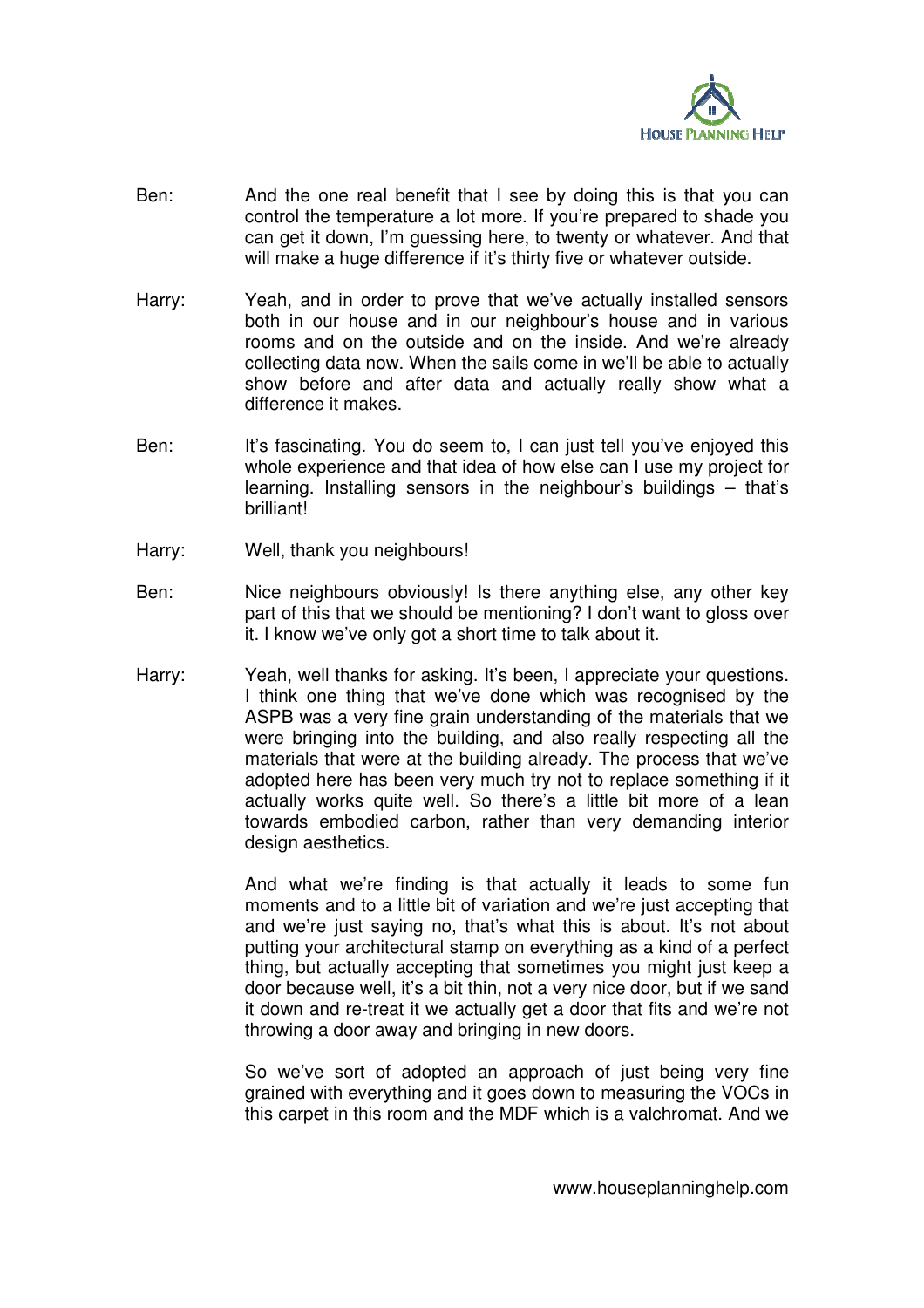Ben: And the one real benefit that I see by doing this is that you can control the temperature a lot more. If you're prepared to shade you can get it down, I'm guessing here, to twenty or whatever. And that will make a huge difference if it's thirty five or whatever outside.

Harry: Yeah, and in order to prove that we've actually installed sensors both in our house and in our neighbour's house and in various rooms and on the outside and on the inside. And we're already collecting data now. When the sails come in we'll be able to actually show before and after data and actually really show what a difference it makes.

Ben: It's fascinating. You do seem to, I can just tell you've enjoyed this whole experience and that idea of how else can I use my project for learning. Installing sensors in the neighbour's buildings – that's brilliant!

Harry: Well, thank you neighbours!

Ben: Nice neighbours obviously! Is there anything else, any other key part of this that we should be mentioning? I don't want to gloss over it. I know we've only got a short time to talk about it.

Harry: Yeah, well thanks for asking. It's been, I appreciate your questions. I think one thing that we've done which was recognised by the ASPB was a very fine grain understanding of the materials that we were bringing into the building, and also really respecting all the materials that were at the building already. The process that we've adopted here has been very much try not to replace something if it actually works quite well. So there's a little bit more of a lean towards embodied carbon, rather than very demanding interior design aesthetics.

And what we're finding is that actually it leads to some fun moments and to a little bit of variation and we're just accepting that and we're just saying no, that's what this is about. It's not about putting your architectural stamp on everything as a kind of a perfect thing, but actually accepting that sometimes you might just keep a door because well, it's a bit thin, not a very nice door, but if we sand it down and re-treat it we actually get a door that fits and we're not throwing a door away and bringing in new doors.

So we've sort of adopted an approach of just being very fine grained with everything and it goes down to measuring the VOCs in this carpet in this room and the MDF which is a valchromat. And we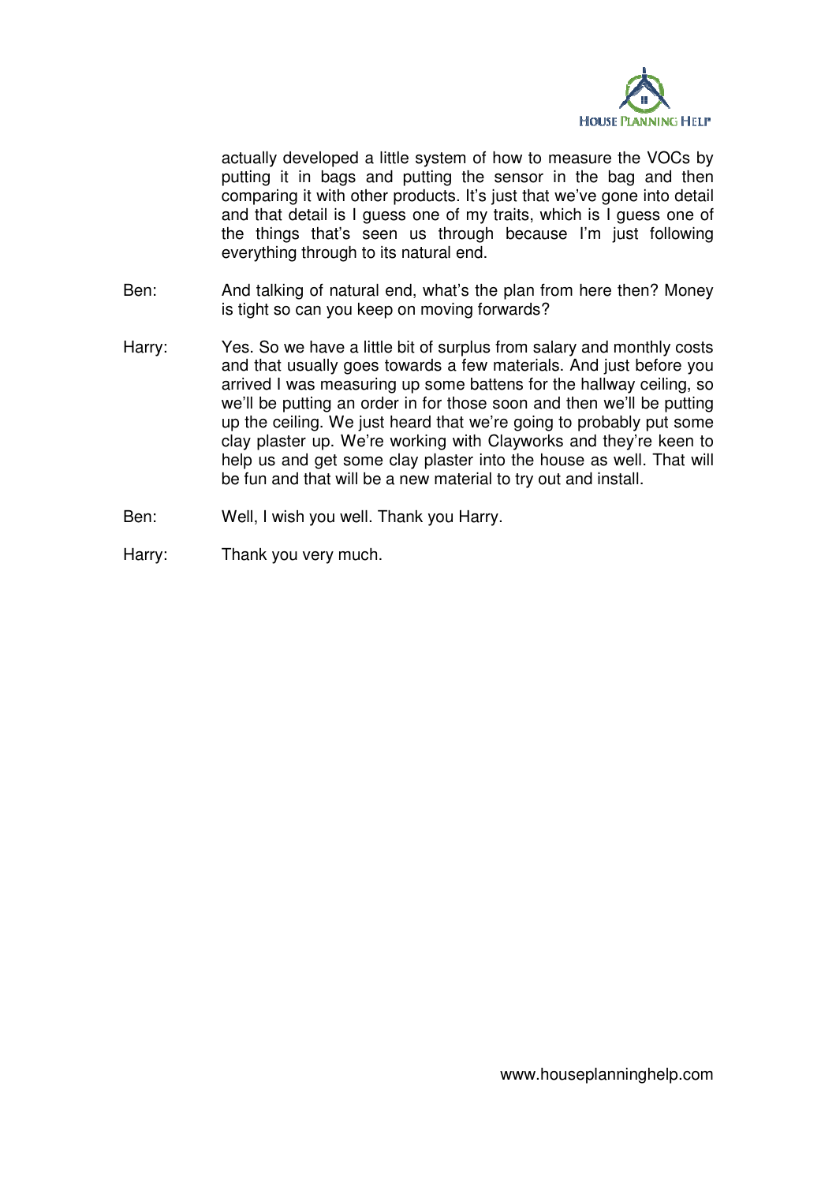actually developed a little system of how to measure the VOCs by putting it in bags and putting the sensor in the bag and then comparing it with other products. It's just that we've gone into detail and that detail is I guess one of my traits, which is I guess one of the things that's seen us through because I'm just following everything through to its natural end.

Ben: And talking of natural end, what's the plan from here then? Money is tight so can you keep on moving forwards?

Harry: Yes. So we have a little bit of surplus from salary and monthly costs and that usually goes towards a few materials. And just before you arrived I was measuring up some battens for the hallway ceiling, so we'll be putting an order in for those soon and then we'll be putting up the ceiling. We just heard that we're going to probably put some clay plaster up. We're working with Clayworks and they're keen to help us and get some clay plaster into the house as well. That will be fun and that will be a new material to try out and install.

Ben: Well, I wish you well. Thank you Harry.

Harry: Thank you very much.